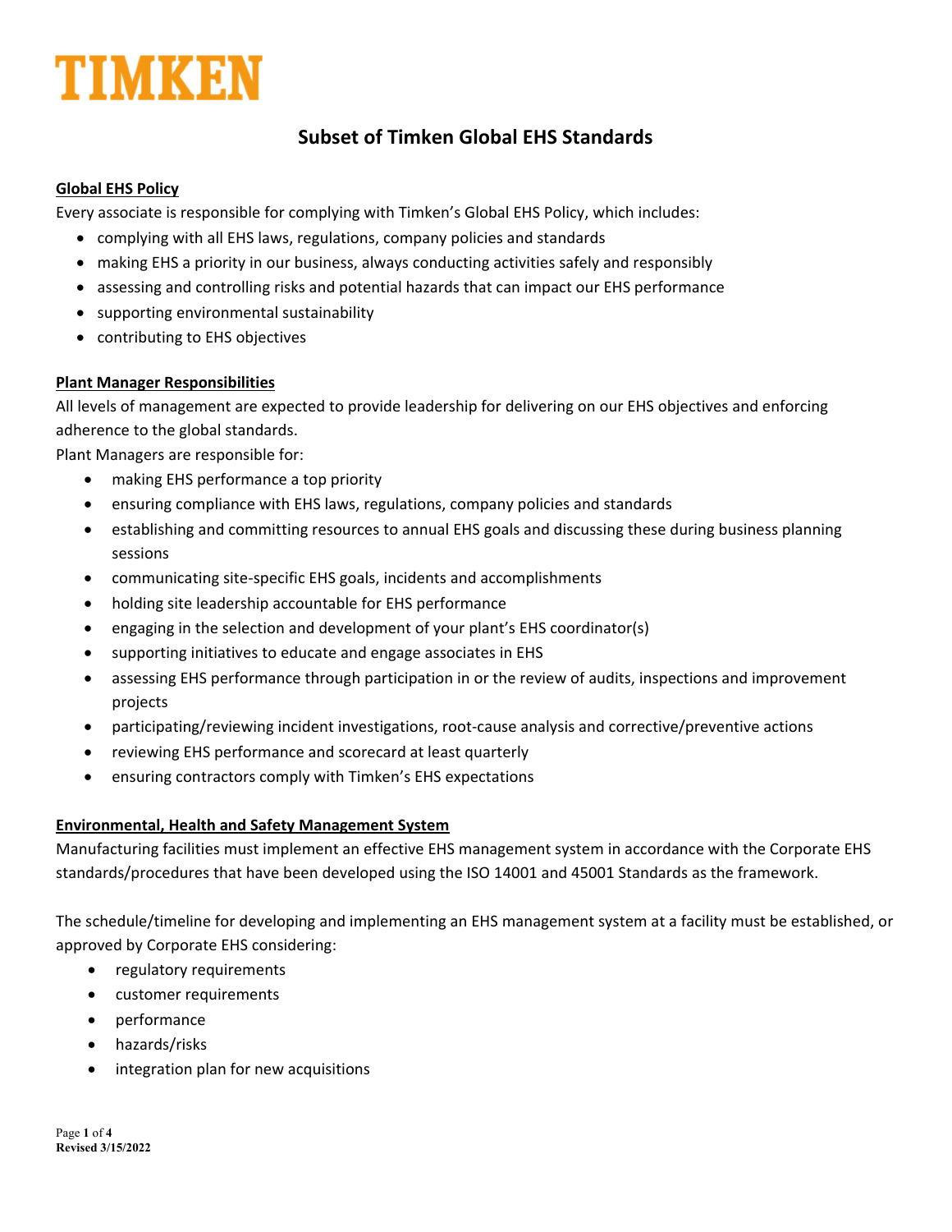TIMKEN

# Subset of Timken Global EHS Standards

## Global EHS Policy

Every associate is responsible for complying with Timken's Global EHS Policy, which includes:

- complying with all EHS laws, regulations, company policies and standards
- making EHS a priority in our business, always conducting activities safely and responsibly
- assessing and controlling risks and potential hazards that can impact our EHS performance
- supporting environmental sustainability
- contributing to EHS objectives

## Plant Manager Responsibilities

All levels of management are expected to provide leadership for delivering on our EHS objectives and enforcing adherence to the global standards.

Plant Managers are responsible for:

- making EHS performance a top priority
- ensuring compliance with EHS laws, regulations, company policies and standards
- establishing and committing resources to annual EHS goals and discussing these during business planning sessions
- communicating site-specific EHS goals, incidents and accomplishments
- holding site leadership accountable for EHS performance
- engaging in the selection and development of your plant's EHS coordinator(s)
- supporting initiatives to educate and engage associates in EHS
- assessing EHS performance through participation in or the review of audits, inspections and improvement projects
- participating/reviewing incident investigations, root-cause analysis and corrective/preventive actions
- reviewing EHS performance and scorecard at least quarterly
- ensuring contractors comply with Timken's EHS expectations

## Environmental, Health and Safety Management System

Manufacturing facilities must implement an effective EHS management system in accordance with the Corporate EHS standards/procedures that have been developed using the ISO 14001 and 45001 Standards as the framework.

The schedule/timeline for developing and implementing an EHS management system at a facility must be established, or approved by Corporate EHS considering:

- regulatory requirements
- customer requirements
- performance
- hazards/risks
- integration plan for new acquisitions

Revised 3/15/2022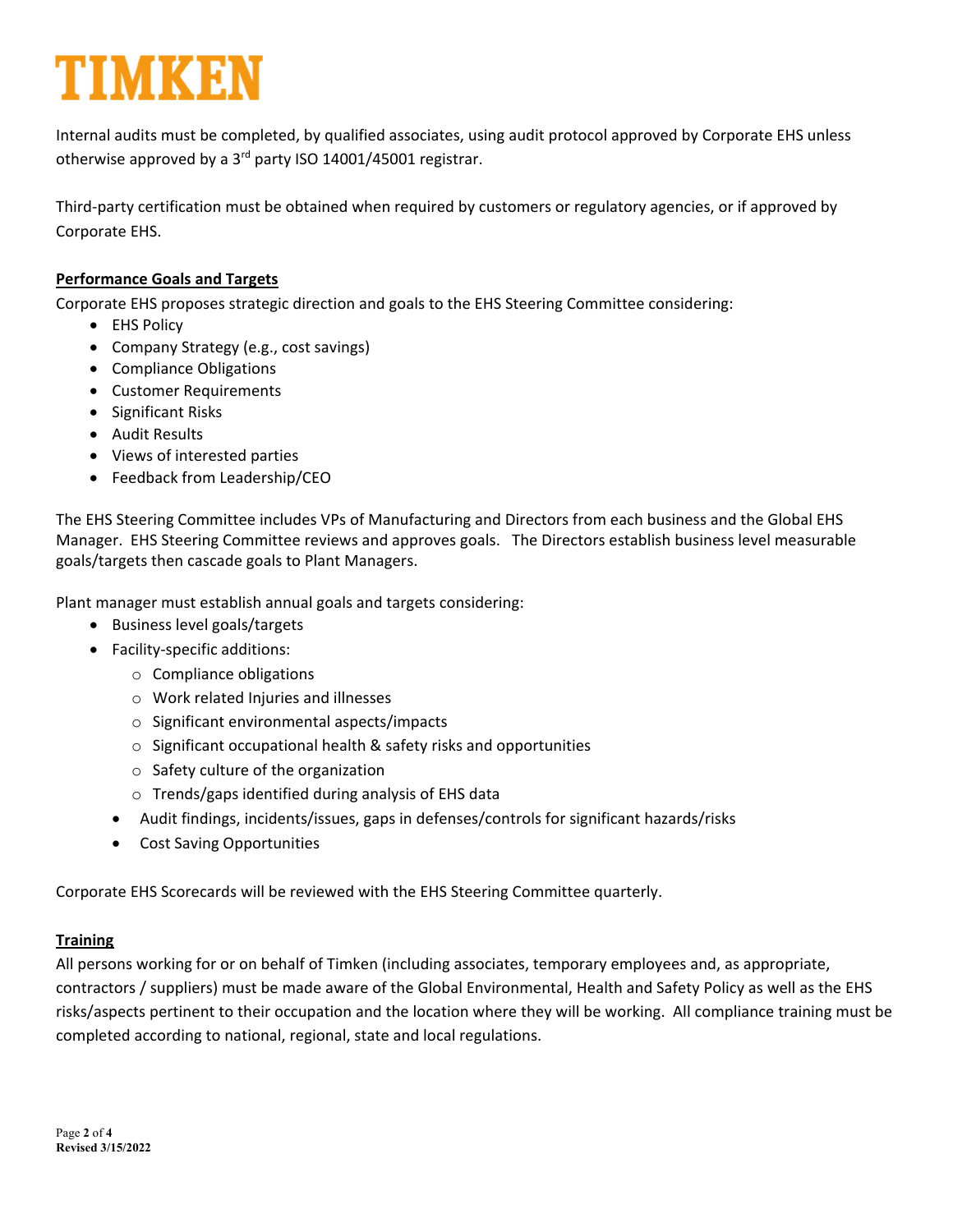Internal audits must be completed, by qualified associates, using audit protocol approved by Corporate EHS unless otherwise approved by a 3rd party ISO 14001/45001 registrar.

Third-party certification must be obtained when required by customers or regulatory agencies, or if approved by Corporate EHS.

**Performance Goals and Targets**

Corporate EHS proposes strategic direction and goals to the EHS Steering Committee considering:

- EHS Policy
- Company Strategy (e.g., cost savings)
- Compliance Obligations
- Customer Requirements
- Significant Risks
- Audit Results
- Views of interested parties
- Feedback from Leadership/CEO

The EHS Steering Committee includes VPs of Manufacturing and Directors from each business and the Global EHS Manager. EHS Steering Committee reviews and approves goals. The Directors establish business level measurable goals/targets then cascade goals to Plant Managers.

Plant manager must establish annual goals and targets considering:

- Business level goals/targets
- Facility-specific additions:
  - Compliance obligations
  - Work related Injuries and illnesses
  - Significant environmental aspects/impacts
  - Significant occupational health & safety risks and opportunities
  - Safety culture of the organization
  - Trends/gaps identified during analysis of EHS data
- Audit findings, incidents/issues, gaps in defenses/controls for significant hazards/risks
- Cost Saving Opportunities

Corporate EHS Scorecards will be reviewed with the EHS Steering Committee quarterly.

**Training**

All persons working for or on behalf of Timken (including associates, temporary employees and, as appropriate, contractors / suppliers) must be made aware of the Global Environmental, Health and Safety Policy as well as the EHS risks/aspects pertinent to their occupation and the location where they will be working. All compliance training must be completed according to national, regional, state and local regulations.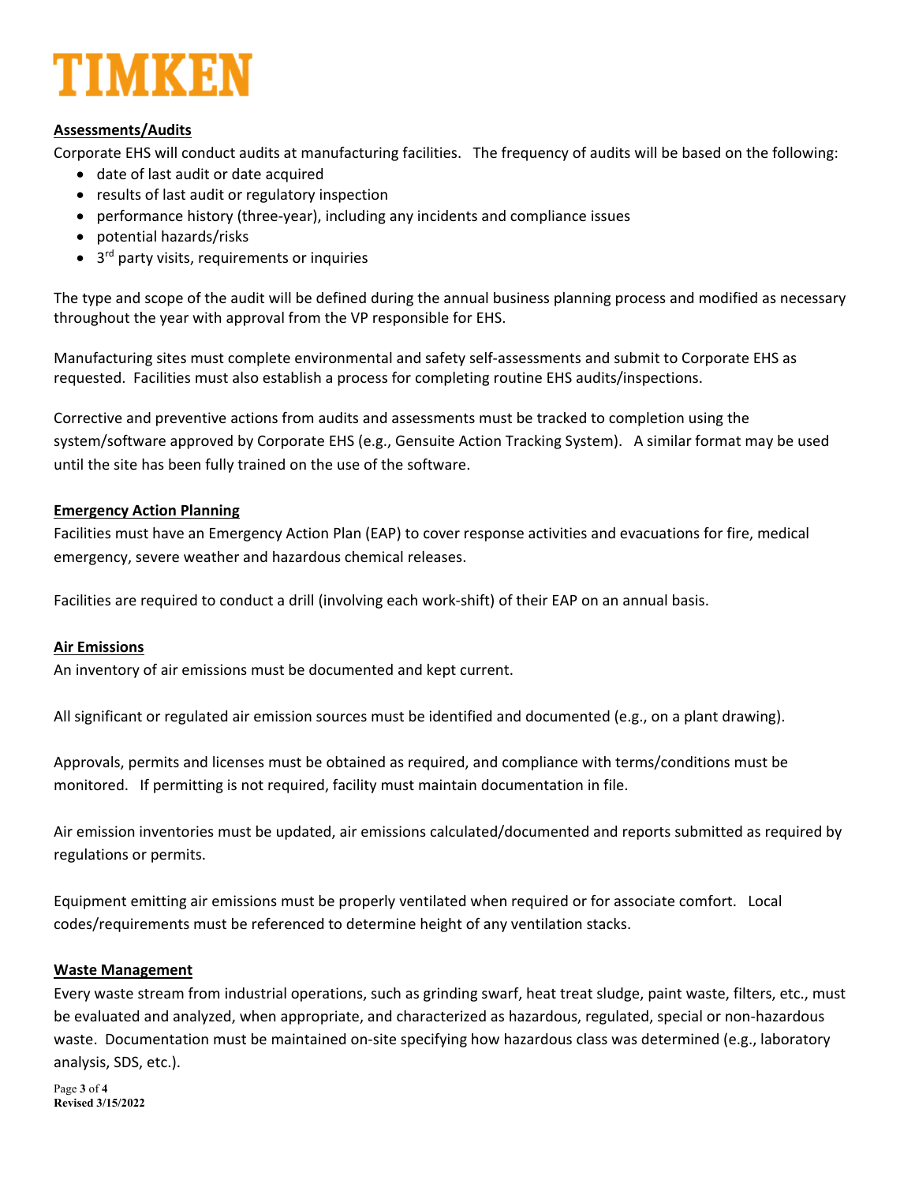## Assessments/Audits

Corporate EHS will conduct audits at manufacturing facilities. The frequency of audits will be based on the following:

- date of last audit or date acquired
- results of last audit or regulatory inspection
- performance history (three-year), including any incidents and compliance issues
- potential hazards/risks
- 3rd party visits, requirements or inquiries

The type and scope of the audit will be defined during the annual business planning process and modified as necessary throughout the year with approval from the VP responsible for EHS.

Manufacturing sites must complete environmental and safety self-assessments and submit to Corporate EHS as requested. Facilities must also establish a process for completing routine EHS audits/inspections.

Corrective and preventive actions from audits and assessments must be tracked to completion using the system/software approved by Corporate EHS (e.g., Gensuite Action Tracking System). A similar format may be used until the site has been fully trained on the use of the software.

## Emergency Action Planning

Facilities must have an Emergency Action Plan (EAP) to cover response activities and evacuations for fire, medical emergency, severe weather and hazardous chemical releases.

Facilities are required to conduct a drill (involving each work-shift) of their EAP on an annual basis.

## Air Emissions

An inventory of air emissions must be documented and kept current.

All significant or regulated air emission sources must be identified and documented (e.g., on a plant drawing).

Approvals, permits and licenses must be obtained as required, and compliance with terms/conditions must be monitored. If permitting is not required, facility must maintain documentation in file.

Air emission inventories must be updated, air emissions calculated/documented and reports submitted as required by regulations or permits.

Equipment emitting air emissions must be properly ventilated when required or for associate comfort. Local codes/requirements must be referenced to determine height of any ventilation stacks.

## Waste Management

Every waste stream from industrial operations, such as grinding swarf, heat treat sludge, paint waste, filters, etc., must be evaluated and analyzed, when appropriate, and characterized as hazardous, regulated, special or non-hazardous waste. Documentation must be maintained on-site specifying how hazardous class was determined (e.g., laboratory analysis, SDS, etc.).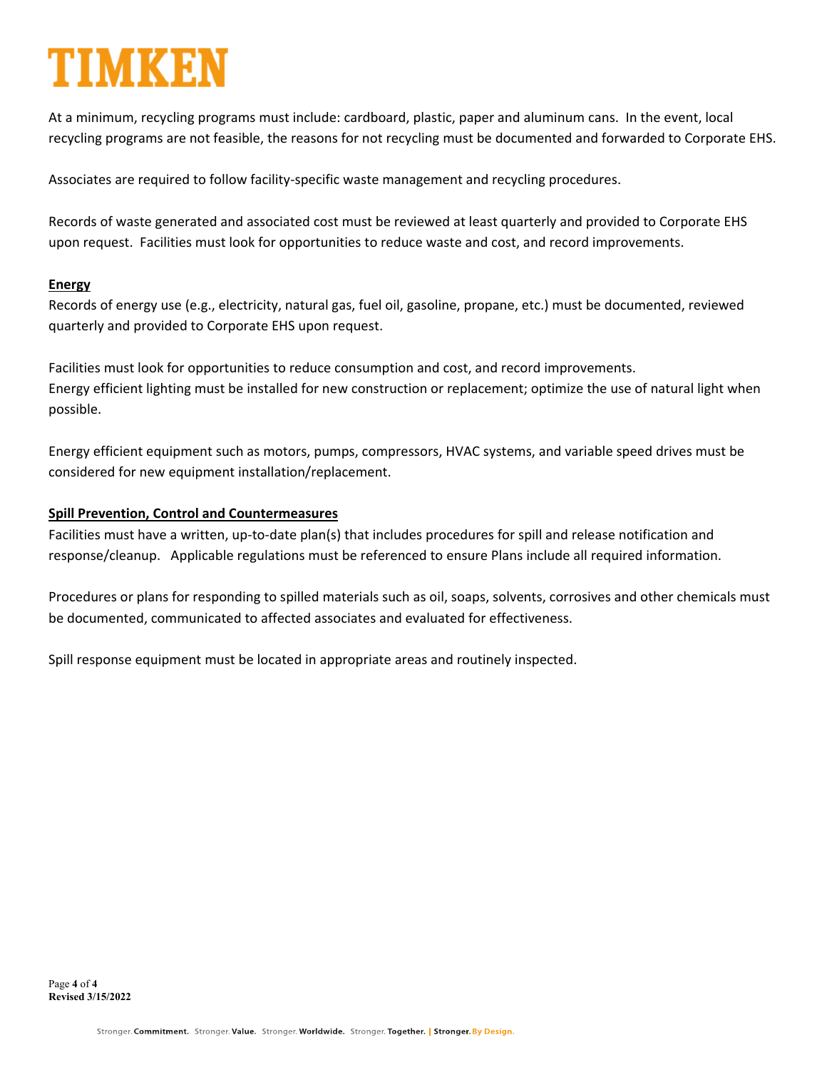At a minimum, recycling programs must include: cardboard, plastic, paper and aluminum cans. In the event, local recycling programs are not feasible, the reasons for not recycling must be documented and forwarded to Corporate EHS.

Associates are required to follow facility-specific waste management and recycling procedures.

Records of waste generated and associated cost must be reviewed at least quarterly and provided to Corporate EHS upon request. Facilities must look for opportunities to reduce waste and cost, and record improvements.

**Energy**

Records of energy use (e.g., electricity, natural gas, fuel oil, gasoline, propane, etc.) must be documented, reviewed quarterly and provided to Corporate EHS upon request.

Facilities must look for opportunities to reduce consumption and cost, and record improvements.
Energy efficient lighting must be installed for new construction or replacement; optimize the use of natural light when possible.

Energy efficient equipment such as motors, pumps, compressors, HVAC systems, and variable speed drives must be considered for new equipment installation/replacement.

**Spill Prevention, Control and Countermeasures**

Facilities must have a written, up-to-date plan(s) that includes procedures for spill and release notification and response/cleanup. Applicable regulations must be referenced to ensure Plans include all required information.

Procedures or plans for responding to spilled materials such as oil, soaps, solvents, corrosives and other chemicals must be documented, communicated to affected associates and evaluated for effectiveness.

Spill response equipment must be located in appropriate areas and routinely inspected.